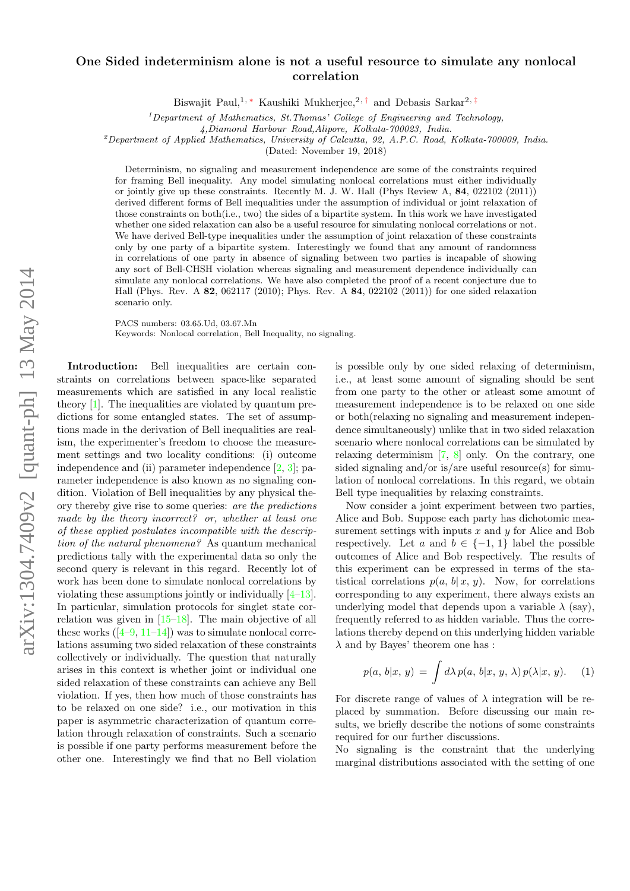# One Sided indeterminism alone is not a useful resource to simulate any nonlocal correlation

Biswajit Paul,[1,*] Kaushiki Mukherjee,[2,†] and Debasis Sarkar[2,‡]

[1]*Department of Mathematics, St.Thomas' College of Engineering and Technology, 4,Diamond Harbour Road,Alipore, Kolkata-700023, India.*

[2]*Department of Applied Mathematics, University of Calcutta, 92, A.P.C. Road, Kolkata-700009, India.*

(Dated: November 19, 2018)

Determinism, no signaling and measurement independence are some of the constraints required for framing Bell inequality. Any model simulating nonlocal correlations must either individually or jointly give up these constraints. Recently M. J. W. Hall (Phys Review A, **84**, 022102 (2011)) derived different forms of Bell inequalities under the assumption of individual or joint relaxation of those constraints on both(i.e., two) the sides of a bipartite system. In this work we have investigated whether one sided relaxation can also be a useful resource for simulating nonlocal correlations or not. We have derived Bell-type inequalities under the assumption of joint relaxation of these constraints only by one party of a bipartite system. Interestingly we found that any amount of randomness in correlations of one party in absence of signaling between two parties is incapable of showing any sort of Bell-CHSH violation whereas signaling and measurement dependence individually can simulate any nonlocal correlations. We have also completed the proof of a recent conjecture due to Hall (Phys. Rev. A **82**, 062117 (2010); Phys. Rev. A **84**, 022102 (2011)) for one sided relaxation scenario only.

PACS numbers: 03.65.Ud, 03.67.Mn

Keywords: Nonlocal correlation, Bell Inequality, no signaling.

**Introduction:** Bell inequalities are certain constraints on correlations between space-like separated measurements which are satisfied in any local realistic theory [1]. The inequalities are violated by quantum predictions for some entangled states. The set of assumptions made in the derivation of Bell inequalities are realism, the experimenter's freedom to choose the measurement settings and two locality conditions: (i) outcome independence and (ii) parameter independence [2, 3]; parameter independence is also known as no signaling condition. Violation of Bell inequalities by any physical theory thereby give rise to some queries: *are the predictions made by the theory incorrect? or, whether at least one of these applied postulates incompatible with the description of the natural phenomena?* As quantum mechanical predictions tally with the experimental data so only the second query is relevant in this regard. Recently lot of work has been done to simulate nonlocal correlations by violating these assumptions jointly or individually [4–13]. In particular, simulation protocols for singlet state correlation was given in [15–18]. The main objective of all these works ([4–9, 11–14]) was to simulate nonlocal correlations assuming two sided relaxation of these constraints collectively or individually. The question that naturally arises in this context is whether joint or individual one sided relaxation of these constraints can achieve any Bell violation. If yes, then how much of those constraints has to be relaxed on one side? i.e., our motivation in this paper is asymmetric characterization of quantum correlation through relaxation of constraints. Such a scenario is possible if one party performs measurement before the other one. Interestingly we find that no Bell violation is possible only by one sided relaxing of determinism, i.e., at least some amount of signaling should be sent from one party to the other or atleast some amount of measurement independence is to be relaxed on one side or both(relaxing no signaling and measurement independence simultaneously) unlike that in two sided relaxation scenario where nonlocal correlations can be simulated by relaxing determinism [7, 8] only. On the contrary, one sided signaling and/or is/are useful resource(s) for simulation of nonlocal correlations. In this regard, we obtain Bell type inequalities by relaxing constraints.

Now consider a joint experiment between two parties, Alice and Bob. Suppose each party has dichotomic measurement settings with inputs $x$ and $y$ for Alice and Bob respectively. Let $a$ and $b \in \{-1, 1\}$ label the possible outcomes of Alice and Bob respectively. The results of this experiment can be expressed in terms of the statistical correlations $p(a, b|\, x, y)$. Now, for correlations corresponding to any experiment, there always exists an underlying model that depends upon a variable $\lambda$ (say), frequently referred to as hidden variable. Thus the correlations thereby depend on this underlying hidden variable $\lambda$ and by Bayes' theorem one has :

$$p(a, b|x, y) = \int d\lambda\, p(a, b|x, y, \lambda)\, p(\lambda|x, y). \quad (1)$$

For discrete range of values of $\lambda$ integration will be replaced by summation. Before discussing our main results, we briefly describe the notions of some constraints required for our further discussions.

No signaling is the constraint that the underlying marginal distributions associated with the setting of one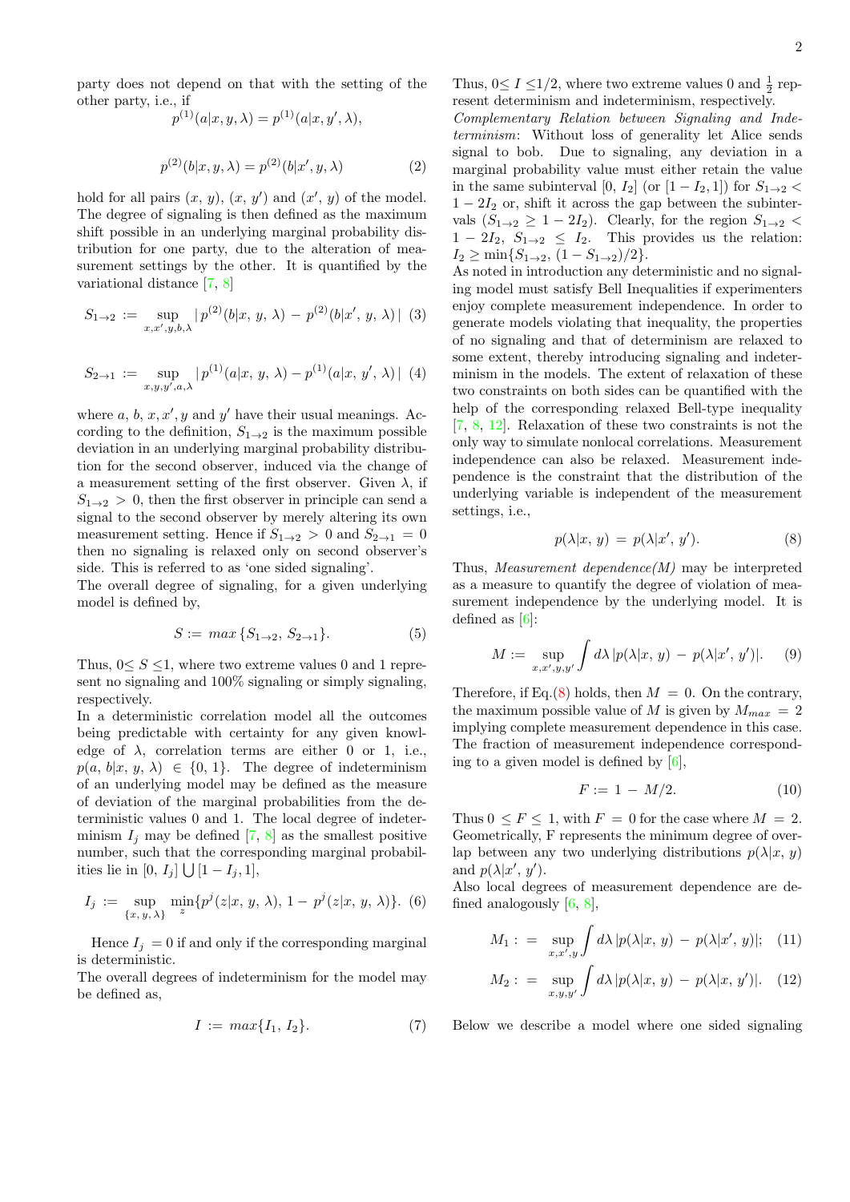party does not depend on that with the setting of the other party, i.e., if

$$p^{(1)}(a|x, y, \lambda) = p^{(1)}(a|x, y', \lambda),$$

$$p^{(2)}(b|x, y, \lambda) = p^{(2)}(b|x', y, \lambda) \quad (2)$$

hold for all pairs $(x,\, y)$, $(x,\, y')$ and $(x',\, y)$ of the model. The degree of signaling is then defined as the maximum shift possible in an underlying marginal probability distribution for one party, due to the alteration of measurement settings by the other. It is quantified by the variational distance [7, 8]

$$S_{1\rightarrow 2} := \sup_{x,x',y,b,\lambda} |\, p^{(2)}(b|x,\, y,\, \lambda) \,-\, p^{(2)}(b|x',\, y,\, \lambda)\,| \quad (3)$$

$$S_{2\rightarrow 1} := \sup_{x,y,y',a,\lambda} |\, p^{(1)}(a|x,\, y,\, \lambda) - p^{(1)}(a|x,\, y',\, \lambda)\,| \quad (4)$$

where $a$, $b$, $x, x', y$ and $y'$ have their usual meanings. According to the definition, $S_{1\rightarrow 2}$ is the maximum possible deviation in an underlying marginal probability distribution for the second observer, induced via the change of a measurement setting of the first observer. Given $\lambda$, if $S_{1\rightarrow 2} > 0$, then the first observer in principle can send a signal to the second observer by merely altering its own measurement setting. Hence if $S_{1\rightarrow 2} > 0$ and $S_{2\rightarrow 1} = 0$ then no signaling is relaxed only on second observer's side. This is referred to as 'one sided signaling'.

The overall degree of signaling, for a given underlying model is defined by,

$$S := \, max\,\{S_{1\rightarrow 2},\, S_{2\rightarrow 1}\}. \quad (5)$$

Thus, $0\leq S \leq 1$, where two extreme values 0 and 1 represent no signaling and 100% signaling or simply signaling, respectively.

In a deterministic correlation model all the outcomes being predictable with certainty for any given knowledge of $\lambda$, correlation terms are either 0 or 1, i.e., $p(a,\, b|x,\, y,\, \lambda) \,\in\, \{0,\, 1\}$. The degree of indeterminism of an underlying model may be defined as the measure of deviation of the marginal probabilities from the deterministic values 0 and 1. The local degree of indeterminism $I_j$ may be defined [7, 8] as the smallest positive number, such that the corresponding marginal probabilities lie in $[0,\, I_j] \bigcup [1 - I_j, 1]$,

$$I_j \,:=\, \sup_{\{x,\, y,\, \lambda\}} \, \min_{z} \{p^j(z|x,\, y,\, \lambda),\, 1 - \, p^j(z|x,\, y,\, \lambda)\}. \quad (6)$$

Hence $I_j \,= 0$ if and only if the corresponding marginal is deterministic.

The overall degrees of indeterminism for the model may be defined as,

$$I \,:=\, max\{I_1,\, I_2\}. \quad (7)$$

Thus, $0\leq \, I \, \leq 1/2$, where two extreme values 0 and $\frac{1}{2}$ represent determinism and indeterminism, respectively.

*Complementary Relation between Signaling and Indeterminism*: Without loss of generality let Alice sends signal to bob. Due to signaling, any deviation in a marginal probability value must either retain the value in the same subinterval $[0,\, I_2]$ (or $[1 - I_2, 1]$) for $S_{1\rightarrow 2} < 1 - 2I_2$ or, shift it across the gap between the subintervals $(S_{1\rightarrow 2} \geq 1 - 2I_2)$. Clearly, for the region $S_{1\rightarrow 2} < 1 \,-\, 2I_2,\; S_{1\rightarrow 2} \,\leq\, I_2$. This provides us the relation: $I_2 \geq \min\{S_{1\rightarrow 2},\, (1 - S_{1\rightarrow 2})/2\}$.

As noted in introduction any deterministic and no signaling model must satisfy Bell Inequalities if experimenters enjoy complete measurement independence. In order to generate models violating that inequality, the properties of no signaling and that of determinism are relaxed to some extent, thereby introducing signaling and indeterminism in the models. The extent of relaxation of these two constraints on both sides can be quantified with the help of the corresponding relaxed Bell-type inequality [7, 8, 12]. Relaxation of these two constraints is not the only way to simulate nonlocal correlations. Measurement independence can also be relaxed. Measurement independence is the constraint that the distribution of the underlying variable is independent of the measurement settings, i.e.,

$$p(\lambda|x,\, y) \,=\, p(\lambda|x',\, y'). \quad (8)$$

Thus, *Measurement dependence(M)* may be interpreted as a measure to quantify the degree of violation of measurement independence by the underlying model. It is defined as [6]:

$$M := \sup_{x,x',y,y'} \int d\lambda \, |p(\lambda|x,\, y) \,-\, p(\lambda|x',\, y')|. \quad (9)$$

Therefore, if Eq.(8) holds, then $M \,=\, 0$. On the contrary, the maximum possible value of $M$ is given by $M_{max} \,=\, 2$ implying complete measurement dependence in this case. The fraction of measurement independence corresponding to a given model is defined by [6],

$$F := \, 1 \,-\, M/2. \quad (10)$$

Thus $0 \, \leq F \leq \, 1$, with $F \,=\, 0$ for the case where $M \,=\, 2$. Geometrically, F represents the minimum degree of overlap between any two underlying distributions $p(\lambda|x,\, y)$ and $p(\lambda|x',\, y')$.

Also local degrees of measurement dependence are defined analogously [6, 8],

$$M_1 \,:\, = \, \sup_{x,x',y} \int d\lambda \, |p(\lambda|x,\, y) \,-\, p(\lambda|x',\, y)|; \quad (11)$$

$$M_2 \,:\, = \, \sup_{x,y,y'} \int d\lambda \, |p(\lambda|x,\, y) \,-\, p(\lambda|x,\, y')|. \quad (12)$$

Below we describe a model where one sided signaling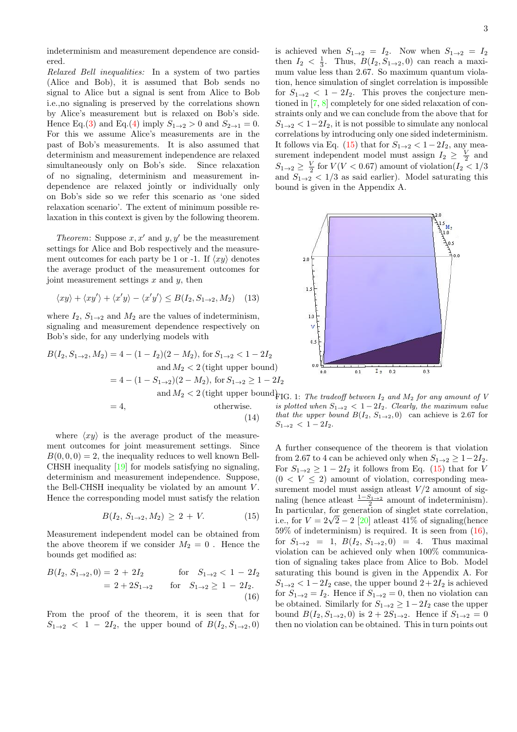indeterminism and measurement dependence are considered.

*Relaxed Bell inequalities:* In a system of two parties (Alice and Bob), it is assumed that Bob sends no signal to Alice but a signal is sent from Alice to Bob i.e.,no signaling is preserved by the correlations shown by Alice's measurement but is relaxed on Bob's side. Hence Eq.(3) and Eq.(4) imply $S_{1\to2} > 0$ and $S_{2\to1} = 0$. For this we assume Alice's measurements are in the past of Bob's measurements. It is also assumed that determinism and measurement independence are relaxed simultaneously only on Bob's side. Since relaxation of no signaling, determinism and measurement independence are relaxed jointly or individually only on Bob's side so we refer this scenario as 'one sided relaxation scenario'. The extent of minimum possible relaxation in this context is given by the following theorem.

*Theorem*: Suppose $x, x'$ and $y, y'$ be the measurement settings for Alice and Bob respectively and the measurement outcomes for each party be 1 or -1. If $\langle xy\rangle$ denotes the average product of the measurement outcomes for joint measurement settings $x$ and $y$, then

$$\langle xy\rangle + \langle xy'\rangle + \langle x'y\rangle - \langle x'y'\rangle \leq B(I_2, S_{1\to2}, M_2) \quad (13)$$

where $I_2$, $S_{1\to2}$ and $M_2$ are the values of indeterminism, signaling and measurement dependence respectively on Bob's side, for any underlying models with

$$\begin{aligned} B(I_2, S_{1\to2}, M_2) &= 4 - (1 - I_2)(2 - M_2), \text{ for } S_{1\to2} < 1 - 2I_2 \\ &\quad \text{and } M_2 < 2 \,(\text{tight upper bound}) \\ &= 4 - (1 - S_{1\to2})(2 - M_2), \text{ for } S_{1\to2} \geq 1 - 2I_2 \\ &\quad \text{and } M_2 < 2 \,(\text{tight upper bound}) \\ &= 4, \qquad \text{otherwise.} \end{aligned} \quad (14)$$

where $\langle xy\rangle$ is the average product of the measurement outcomes for joint measurement settings. Since $B(0, 0, 0) = 2$, the inequality reduces to well known Bell-CHSH inequality [19] for models satisfying no signaling, determinism and measurement independence. Suppose, the Bell-CHSH inequality be violated by an amount $V$. Hence the corresponding model must satisfy the relation

$$B(I_2, S_{1\to2}, M_2) \geq 2 + V. \quad (15)$$

Measurement independent model can be obtained from the above theorem if we consider $M_2 = 0$ . Hence the bounds get modified as:

$$\begin{aligned} B(I_2, S_{1\to2}, 0) &= 2 + 2I_2 \qquad \text{for} \quad S_{1\to2} < 1 - 2I_2 \\ &= 2 + 2S_{1\to2} \qquad \text{for} \quad S_{1\to2} \geq 1 - 2I_2. \end{aligned} \quad (16)$$

From the proof of the theorem, it is seen that for $S_{1\to2} < 1 - 2I_2$, the upper bound of $B(I_2, S_{1\to2}, 0)$ is achieved when $S_{1\to2} = I_2$. Now when $S_{1\to2} = I_2$ then $I_2 < \frac{1}{3}$. Thus, $B(I_2, S_{1\to2}, 0)$ can reach a maximum value less than 2.67. So maximum quantum violation, hence simulation of singlet correlation is impossible for $S_{1\to2} < 1 - 2I_2$. This proves the conjecture mentioned in [7, 8] completely for one sided relaxation of constraints only and we can conclude from the above that for $S_{1\to2} < 1 - 2I_2$, it is not possible to simulate any nonlocal correlations by introducing only one sided indeterminism. It follows via Eq. (15) that for $S_{1\to2} < 1 - 2I_2$, any measurement independent model must assign $I_2 \geq \frac{V}{2}$ and $S_{1\to2} \geq \frac{V}{2}$ for $V (V < 0.67)$ amount of violation($I_2 < 1/3$ and $S_{1\to2} < 1/3$ as said earlier). Model saturating this bound is given in the Appendix A.

FIG. 1: *The tradeoff between $I_2$ and $M_2$ for any amount of $V$ is plotted when $S_{1\to2} < 1 - 2I_2$. Clearly, the maximum value that the upper bound $B(I_2, S_{1\to2}, 0)$ can achieve is 2.67 for $S_{1\to2} < 1 - 2I_2$.*

A further consequence of the theorem is that violation from 2.67 to 4 can be achieved only when $S_{1\to2} \geq 1 - 2I_2$. For $S_{1\to2} \geq 1 - 2I_2$ it follows from Eq. (15) that for $V$ $(0 < V \leq 2)$ amount of violation, corresponding measurement model must assign atleast $V/2$ amount of signaling (hence atleast $\frac{1 - S_{1\to2}}{2}$ amount of indeterminism). In particular, for generation of singlet state correlation, i.e., for $V = 2\sqrt{2} - 2$ [20] atleast 41% of signaling(hence 59% of indeterminism) is required. It is seen from (16), for $S_{1\to2} = 1$, $B(I_2, S_{1\to2}, 0) = 4$. Thus maximal violation can be achieved only when 100% communication of signaling takes place from Alice to Bob. Model saturating this bound is given in the Appendix A. For $S_{1\to2} < 1 - 2I_2$ case, the upper bound $2 + 2I_2$ is achieved for $S_{1\to2} = I_2$. Hence if $S_{1\to2} = 0$, then no violation can be obtained. Similarly for $S_{1\to2} \geq 1 - 2I_2$ case the upper bound $B(I_2, S_{1\to2}, 0)$ is $2 + 2S_{1\to2}$. Hence if $S_{1\to2} = 0$ then no violation can be obtained. This in turn points out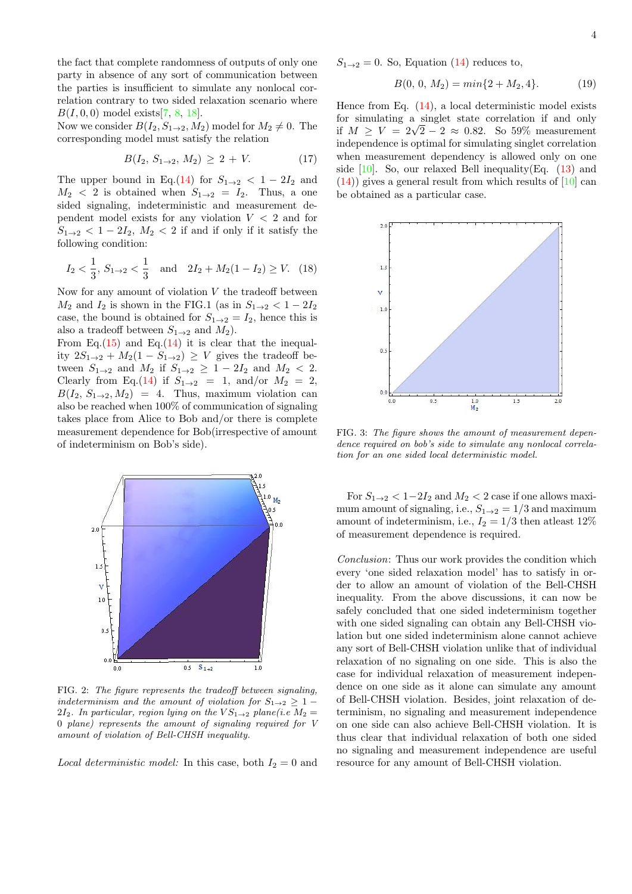the fact that complete randomness of outputs of only one party in absence of any sort of communication between the parties is insufficient to simulate any nonlocal correlation contrary to two sided relaxation scenario where $B(I, 0, 0)$ model exists[7, 8, 18].

Now we consider $B(I_2, S_{1\to2}, M_2)$ model for $M_2 \neq 0$. The corresponding model must satisfy the relation

$$B(I_2, S_{1\to2}, M_2) \geq 2 + V. \tag{17}$$

The upper bound in Eq.(14) for $S_{1\to2} < 1 - 2I_2$ and $M_2 < 2$ is obtained when $S_{1\to2} = I_2$. Thus, a one sided signaling, indeterministic and measurement dependent model exists for any violation $V < 2$ and for $S_{1\to2} < 1 - 2I_2$, $M_2 < 2$ if and only if it satisfy the following condition:

$$I_2 < \frac{1}{3},\ S_{1\to2} < \frac{1}{3} \quad \text{and} \quad 2I_2 + M_2(1 - I_2) \geq V. \tag{18}$$

Now for any amount of violation $V$ the tradeoff between $M_2$ and $I_2$ is shown in the FIG.1 (as in $S_{1\to2} < 1 - 2I_2$ case, the bound is obtained for $S_{1\to2} = I_2$, hence this is also a tradeoff between $S_{1\to2}$ and $M_2$).

From Eq.(15) and Eq.(14) it is clear that the inequality $2S_{1\to2} + M_2(1 - S_{1\to2}) \geq V$ gives the tradeoff between $S_{1\to2}$ and $M_2$ if $S_{1\to2} \geq 1 - 2I_2$ and $M_2 < 2$. Clearly from Eq.(14) if $S_{1\to2} = 1$, and/or $M_2 = 2$, $B(I_2, S_{1\to2}, M_2) = 4$. Thus, maximum violation can also be reached when 100% of communication of signaling takes place from Alice to Bob and/or there is complete measurement dependence for Bob(irrespective of amount of indeterminism on Bob's side).

FIG. 2: *The figure represents the tradeoff between signaling, indeterminism and the amount of violation for $S_{1\to2} \geq 1 - 2I_2$. In particular, region lying on the $VS_{1\to2}$ plane(i.e $M_2 = 0$ plane) represents the amount of signaling required for $V$ amount of violation of Bell-CHSH inequality.*

*Local deterministic model:* In this case, both $I_2 = 0$ and $S_{1\to2} = 0$. So, Equation (14) reduces to,

$$B(0,\ 0,\ M_2) = min\{2 + M_2, 4\}. \tag{19}$$

Hence from Eq. (14), a local deterministic model exists for simulating a singlet state correlation if and only if $M \geq V = 2\sqrt{2} - 2 \approx 0.82$. So 59% measurement independence is optimal for simulating singlet correlation when measurement dependency is allowed only on one side [10]. So, our relaxed Bell inequality(Eq. (13) and (14)) gives a general result from which results of [10] can be obtained as a particular case.

FIG. 3: *The figure shows the amount of measurement dependence required on bob's side to simulate any nonlocal correlation for an one sided local deterministic model.*

For $S_{1\to2} < 1 - 2I_2$ and $M_2 < 2$ case if one allows maximum amount of signaling, i.e., $S_{1\to2} = 1/3$ and maximum amount of indeterminism, i.e., $I_2 = 1/3$ then atleast 12% of measurement dependence is required.

*Conclusion*: Thus our work provides the condition which every 'one sided relaxation model' has to satisfy in order to allow an amount of violation of the Bell-CHSH inequality. From the above discussions, it can now be safely concluded that one sided indeterminism together with one sided signaling can obtain any Bell-CHSH violation but one sided indeterminism alone cannot achieve any sort of Bell-CHSH violation unlike that of individual relaxation of no signaling on one side. This is also the case for individual relaxation of measurement independence on one side as it alone can simulate any amount of Bell-CHSH violation. Besides, joint relaxation of determinism, no signaling and measurement independence on one side can also achieve Bell-CHSH violation. It is thus clear that individual relaxation of both one sided no signaling and measurement independence are useful resource for any amount of Bell-CHSH violation.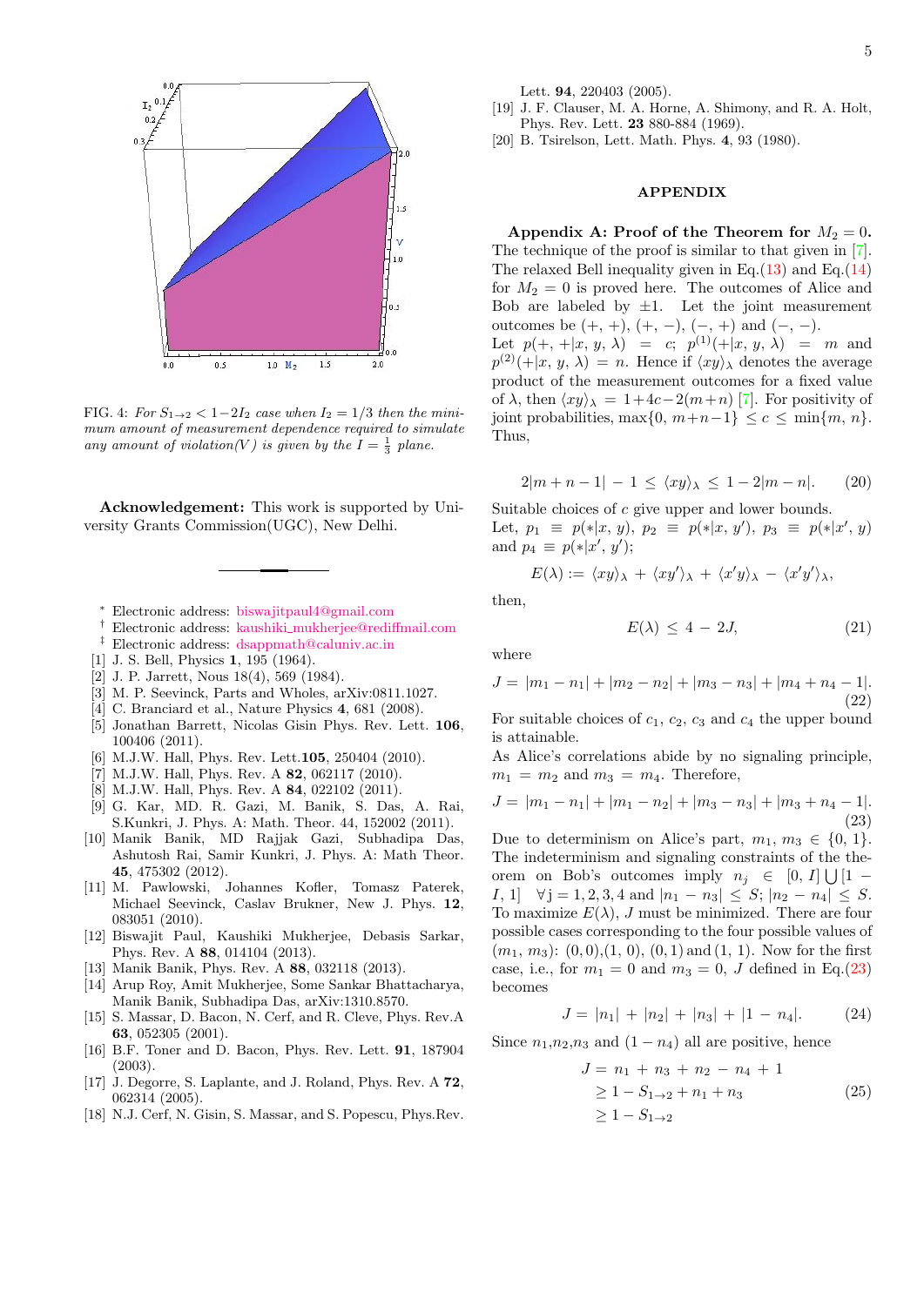FIG. 4: *For $S_{1\to 2} < 1-2I_2$ case when $I_2 = 1/3$ then the minimum amount of measurement dependence required to simulate any amount of violation($V$) is given by the $I = \frac{1}{3}$ plane.*

**Acknowledgement:** This work is supported by University Grants Commission(UGC), New Delhi.

---

* Electronic address: biswajitpaul4@gmail.com
† Electronic address: kaushiki_mukherjee@rediffmail.com
‡ Electronic address: dsappmath@caluniv.ac.in

[1] J. S. Bell, Physics **1**, 195 (1964).
[2] J. P. Jarrett, Nous 18(4), 569 (1984).
[3] M. P. Seevinck, Parts and Wholes, arXiv:0811.1027.
[4] C. Branciard et al., Nature Physics **4**, 681 (2008).
[5] Jonathan Barrett, Nicolas Gisin Phys. Rev. Lett. **106**, 100406 (2011).
[6] M.J.W. Hall, Phys. Rev. Lett.**105**, 250404 (2010).
[7] M.J.W. Hall, Phys. Rev. A **82**, 062117 (2010).
[8] M.J.W. Hall, Phys. Rev. A **84**, 022102 (2011).
[9] G. Kar, MD. R. Gazi, M. Banik, S. Das, A. Rai, S.Kunkri, J. Phys. A: Math. Theor. 44, 152002 (2011).
[10] Manik Banik, MD Rajjak Gazi, Subhadipa Das, Ashutosh Rai, Samir Kunkri, J. Phys. A: Math Theor. **45**, 475302 (2012).
[11] M. Pawlowski, Johannes Kofler, Tomasz Paterek, Michael Seevinck, Caslav Brukner, New J. Phys. **12**, 083051 (2010).
[12] Biswajit Paul, Kaushiki Mukherjee, Debasis Sarkar, Phys. Rev. A **88**, 014104 (2013).
[13] Manik Banik, Phys. Rev. A **88**, 032118 (2013).
[14] Arup Roy, Amit Mukherjee, Some Sankar Bhattacharya, Manik Banik, Subhadipa Das, arXiv:1310.8570.
[15] S. Massar, D. Bacon, N. Cerf, and R. Cleve, Phys. Rev.A **63**, 052305 (2001).
[16] B.F. Toner and D. Bacon, Phys. Rev. Lett. **91**, 187904 (2003).
[17] J. Degorre, S. Laplante, and J. Roland, Phys. Rev. A **72**, 062314 (2005).
[18] N.J. Cerf, N. Gisin, S. Massar, and S. Popescu, Phys.Rev. Lett. **94**, 220403 (2005).
[19] J. F. Clauser, M. A. Horne, A. Shimony, and R. A. Holt, Phys. Rev. Lett. **23** 880-884 (1969).
[20] B. Tsirelson, Lett. Math. Phys. **4**, 93 (1980).

## APPENDIX

**Appendix A: Proof of the Theorem for $M_2 = 0$.** The technique of the proof is similar to that given in [7]. The relaxed Bell inequality given in Eq.(13) and Eq.(14) for $M_2 = 0$ is proved here. The outcomes of Alice and Bob are labeled by $\pm 1$. Let the joint measurement outcomes be $(+,+)$, $(+,-)$, $(-,+)$ and $(-,-)$.
Let $p(+,+|x,\,y,\,\lambda) = c$; $p^{(1)}(+|x,\,y,\,\lambda) = m$ and $p^{(2)}(+|x,\,y,\,\lambda) = n$. Hence if $\langle xy\rangle_\lambda$ denotes the average product of the measurement outcomes for a fixed value of $\lambda$, then $\langle xy\rangle_\lambda = 1+4c-2(m+n)$ [7]. For positivity of joint probabilities, $\max\{0,\,m+n-1\} \leq c \leq \min\{m,\,n\}$. Thus,

$$2|m+n-1| - 1 \leq \langle xy\rangle_\lambda \leq 1 - 2|m-n|. \tag{20}$$

Suitable choices of $c$ give upper and lower bounds.
Let, $p_1 \equiv p(*|x,\,y)$, $p_2 \equiv p(*|x,\,y')$, $p_3 \equiv p(*|x',\,y)$ and $p_4 \equiv p(*|x',\,y')$;

$$E(\lambda) := \langle xy\rangle_\lambda + \langle xy'\rangle_\lambda + \langle x'y\rangle_\lambda - \langle x'y'\rangle_\lambda,$$

then,

$$E(\lambda) \leq 4 - 2J, \tag{21}$$

where

$$J = |m_1 - n_1| + |m_2 - n_2| + |m_3 - n_3| + |m_4 + n_4 - 1|. \tag{22}$$

For suitable choices of $c_1$, $c_2$, $c_3$ and $c_4$ the upper bound is attainable.
As Alice's correlations abide by no signaling principle, $m_1 = m_2$ and $m_3 = m_4$. Therefore,

$$J = |m_1 - n_1| + |m_1 - n_2| + |m_3 - n_3| + |m_3 + n_4 - 1|. \tag{23}$$

Due to determinism on Alice's part, $m_1,\,m_3 \in \{0,\,1\}$. The indeterminism and signaling constraints of the theorem on Bob's outcomes imply $n_j \in [0,\,I] \bigcup [1-I,\,1]$ $\forall\, j = 1,2,3,4$ and $|n_1 - n_3| \leq S$; $|n_2 - n_4| \leq S$. To maximize $E(\lambda)$, $J$ must be minimized. There are four possible cases corresponding to the four possible values of $(m_1,\,m_3)$: $(0,0)$,$(1,\,0)$, $(0,1)$ and $(1,\,1)$. Now for the first case, i.e., for $m_1 = 0$ and $m_3 = 0$, $J$ defined in Eq.(23) becomes

$$J = |n_1| + |n_2| + |n_3| + |1 - n_4|. \tag{24}$$

Since $n_1$,$n_2$,$n_3$ and $(1-n_4)$ all are positive, hence

$$\begin{aligned} J &= n_1 + n_3 + n_2 - n_4 + 1 \\ &\geq 1 - S_{1\to 2} + n_1 + n_3 \\ &\geq 1 - S_{1\to 2} \end{aligned} \tag{25}$$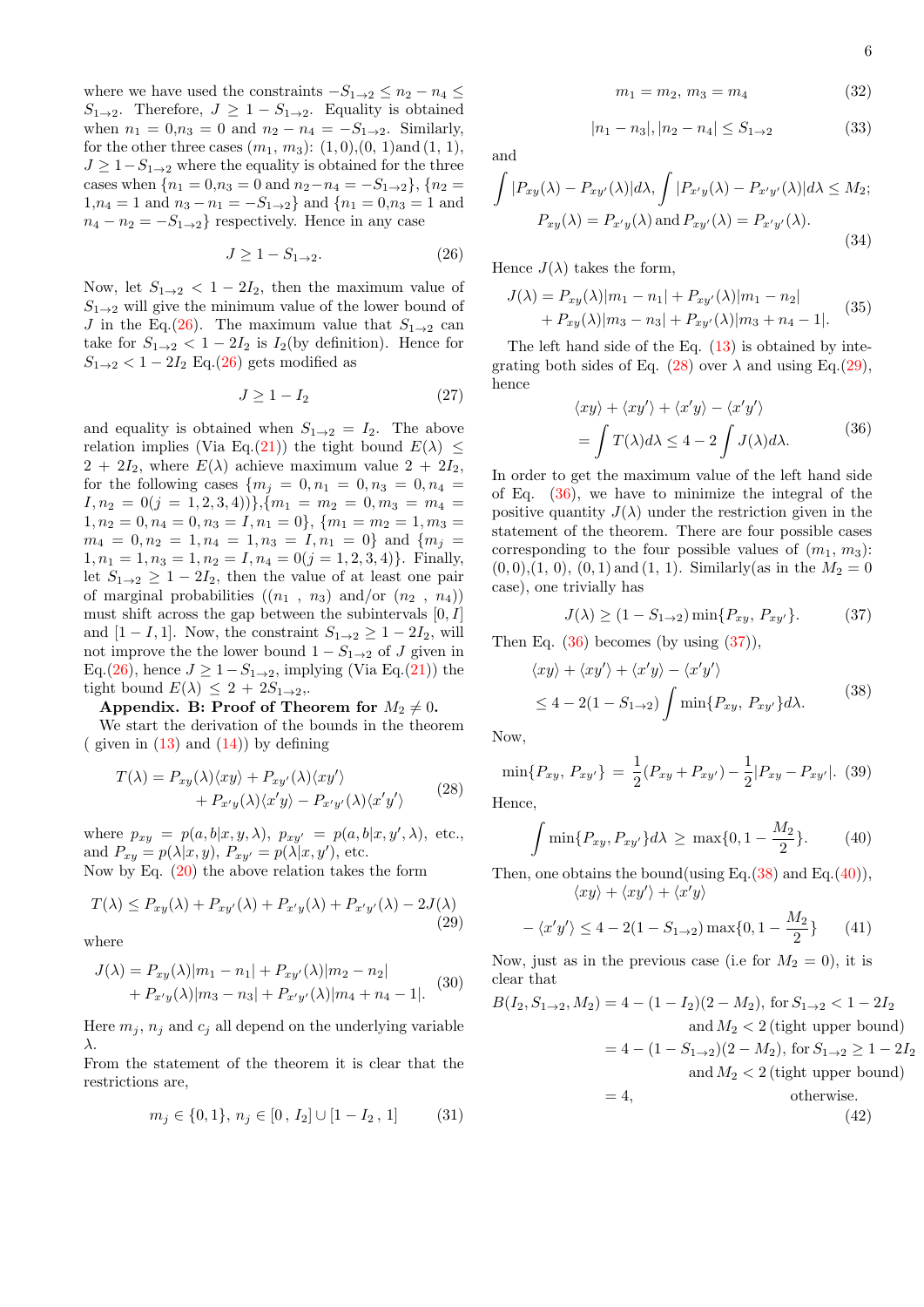where we have used the constraints $-S_{1\to2} \le n_2 - n_4 \le S_{1\to2}$. Therefore, $J \ge 1 - S_{1\to2}$. Equality is obtained when $n_1 = 0, n_3 = 0$ and $n_2 - n_4 = -S_{1\to2}$. Similarly, for the other three cases $(m_1, m_3)$: $(1,0)$,$(0,1)$and $(1,1)$, $J \ge 1 - S_{1\to2}$ where the equality is obtained for the three cases when $\{n_1 = 0, n_3 = 0$ and $n_2 - n_4 = -S_{1\to2}\}$, $\{n_2 = 1, n_4 = 1$ and $n_3 - n_1 = -S_{1\to2}\}$ and $\{n_1 = 0, n_3 = 1$ and $n_4 - n_2 = -S_{1\to2}\}$ respectively. Hence in any case

$$J \ge 1 - S_{1\to2}. \tag{26}$$

Now, let $S_{1\to2} < 1 - 2I_2$, then the maximum value of $S_{1\to2}$ will give the minimum value of the lower bound of $J$ in the Eq.(26). The maximum value that $S_{1\to2}$ can take for $S_{1\to2} < 1 - 2I_2$ is $I_2$(by definition). Hence for $S_{1\to2} < 1 - 2I_2$ Eq.(26) gets modified as

$$J \ge 1 - I_2 \tag{27}$$

and equality is obtained when $S_{1\to2} = I_2$. The above relation implies (Via Eq.(21)) the tight bound $E(\lambda) \le 2 + 2I_2$, where $E(\lambda)$ achieve maximum value $2 + 2I_2$, for the following cases $\{m_j = 0, n_1 = 0, n_3 = 0, n_4 = I, n_2 = 0 (j = 1,2,3,4))\}$,$\{m_1 = m_2 = 0, m_3 = m_4 = 1, n_2 = 0, n_4 = 0, n_3 = I, n_1 = 0\}$, $\{m_1 = m_2 = 1, m_3 = m_4 = 0, n_2 = 1, n_4 = 1, n_3 = I, n_1 = 0\}$ and $\{m_j = 1, n_1 = 1, n_3 = 1, n_2 = I, n_4 = 0 (j = 1,2,3,4)\}$. Finally, let $S_{1\to2} \ge 1 - 2I_2$, then the value of at least one pair of marginal probabilities $((n_1\ ,\ n_3)$ and/or $(n_2\ ,\ n_4))$ must shift across the gap between the subintervals $[0, I]$ and $[1 - I, 1]$. Now, the constraint $S_{1\to2} \ge 1 - 2I_2$, will not improve the the lower bound $1 - S_{1\to2}$ of $J$ given in Eq.(26), hence $J \ge 1 - S_{1\to2}$, implying (Via Eq.(21)) the tight bound $E(\lambda) \le 2 + 2S_{1\to2}$,.

**Appendix. B: Proof of Theorem for $M_2 \neq 0$.**

We start the derivation of the bounds in the theorem ( given in (13) and (14)) by defining

$$\begin{aligned} T(\lambda) = &P_{xy}(\lambda)\langle xy\rangle + P_{xy'}(\lambda)\langle xy'\rangle \\ &+ P_{x'y}(\lambda)\langle x'y\rangle - P_{x'y'}(\lambda)\langle x'y'\rangle \end{aligned} \tag{28}$$

where $p_{xy} = p(a, b|x, y, \lambda)$, $p_{xy'} = p(a, b|x, y', \lambda)$, etc., and $P_{xy} = p(\lambda|x, y)$, $P_{xy'} = p(\lambda|x, y')$, etc.
Now by Eq. (20) the above relation takes the form

$$T(\lambda) \le P_{xy}(\lambda) + P_{xy'}(\lambda) + P_{x'y}(\lambda) + P_{x'y'}(\lambda) - 2J(\lambda) \tag{29}$$

where

$$\begin{aligned} J(\lambda) = &P_{xy}(\lambda)|m_1 - n_1| + P_{xy'}(\lambda)|m_2 - n_2| \\ &+ P_{x'y}(\lambda)|m_3 - n_3| + P_{x'y'}(\lambda)|m_4 + n_4 - 1|. \end{aligned} \tag{30}$$

Here $m_j$, $n_j$ and $c_j$ all depend on the underlying variable $\lambda$.
From the statement of the theorem it is clear that the restrictions are,

$$m_j \in \{0, 1\},\ n_j \in [0\ ,\ I_2] \cup [1 - I_2\ ,\ 1] \tag{31}$$

$$m_1 = m_2,\ m_3 = m_4 \tag{32}$$

$$|n_1 - n_3|, |n_2 - n_4| \le S_{1\to2} \tag{33}$$

and

$$\begin{aligned} &\int |P_{xy}(\lambda) - P_{xy'}(\lambda)|d\lambda, \int |P_{x'y}(\lambda) - P_{x'y'}(\lambda)|d\lambda \le M_2; \\ &P_{xy}(\lambda) = P_{x'y}(\lambda) \text{ and } P_{xy'}(\lambda) = P_{x'y'}(\lambda). \end{aligned} \tag{34}$$

Hence $J(\lambda)$ takes the form,

$$\begin{aligned} J(\lambda) = &P_{xy}(\lambda)|m_1 - n_1| + P_{xy'}(\lambda)|m_1 - n_2| \\ &+ P_{xy}(\lambda)|m_3 - n_3| + P_{xy'}(\lambda)|m_3 + n_4 - 1|. \end{aligned} \tag{35}$$

The left hand side of the Eq. (13) is obtained by integrating both sides of Eq. (28) over $\lambda$ and using Eq.(29), hence

$$\begin{aligned} &\langle xy\rangle + \langle xy'\rangle + \langle x'y\rangle - \langle x'y'\rangle \\ &= \int T(\lambda)d\lambda \le 4 - 2\int J(\lambda)d\lambda. \end{aligned} \tag{36}$$

In order to get the maximum value of the left hand side of Eq. (36), we have to minimize the integral of the positive quantity $J(\lambda)$ under the restriction given in the statement of the theorem. There are four possible cases corresponding to the four possible values of $(m_1, m_3)$: $(0,0)$,$(1,0)$, $(0,1)$ and $(1,1)$. Similarly(as in the $M_2 = 0$ case), one trivially has

$$J(\lambda) \ge (1 - S_{1\to2}) \min\{P_{xy},\ P_{xy'}\}. \tag{37}$$

Then Eq. (36) becomes (by using (37)),

$$\begin{aligned} &\langle xy\rangle + \langle xy'\rangle + \langle x'y\rangle - \langle x'y'\rangle \\ &\le 4 - 2(1 - S_{1\to2})\int \min\{P_{xy},\ P_{xy'}\}d\lambda. \end{aligned} \tag{38}$$

Now,

$$\min\{P_{xy},\ P_{xy'}\} = \frac{1}{2}(P_{xy} + P_{xy'}) - \frac{1}{2}|P_{xy} - P_{xy'}|. \tag{39}$$

Hence,

$$\int \min\{P_{xy}, P_{xy'}\}d\lambda \ge \max\{0, 1 - \frac{M_2}{2}\}. \tag{40}$$

Then, one obtains the bound(using Eq.(38) and Eq.(40)),

$$\begin{aligned} &\langle xy\rangle + \langle xy'\rangle + \langle x'y\rangle \\ &- \langle x'y'\rangle \le 4 - 2(1 - S_{1\to2})\max\{0, 1 - \frac{M_2}{2}\} \end{aligned} \tag{41}$$

Now, just as in the previous case (i.e for $M_2 = 0$), it is clear that

$$\begin{aligned} B(I_2, S_{1\to2}, M_2) &= 4 - (1 - I_2)(2 - M_2), \text{ for } S_{1\to2} < 1 - 2I_2 \\ &\qquad \text{and } M_2 < 2 \text{ (tight upper bound)} \\ &= 4 - (1 - S_{1\to2})(2 - M_2), \text{ for } S_{1\to2} \ge 1 - 2I_2 \\ &\qquad \text{and } M_2 < 2 \text{ (tight upper bound)} \\ &= 4, \qquad \text{otherwise.} \end{aligned} \tag{42}$$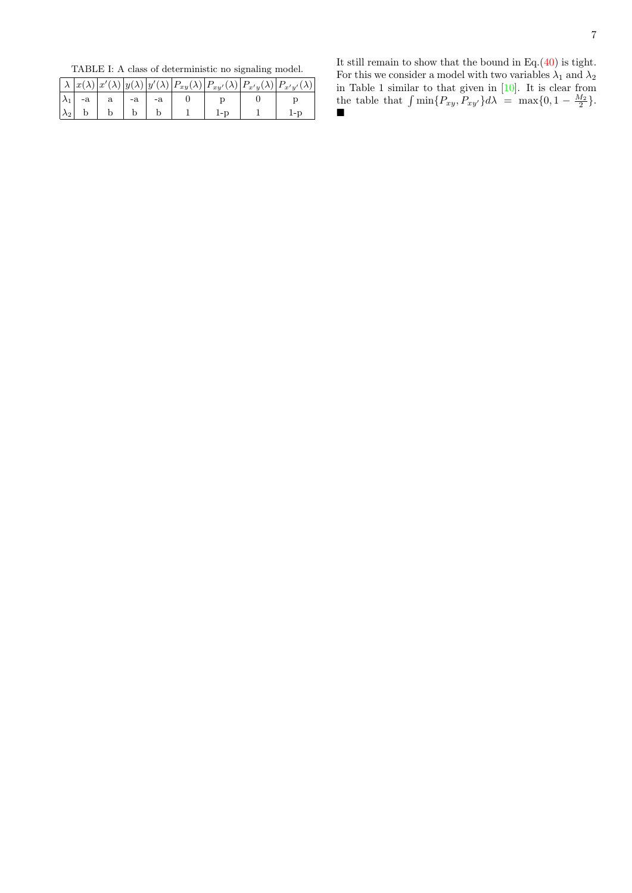TABLE I: A class of deterministic no signaling model.

| $\lambda$ | $x(\lambda)$ | $x'(\lambda)$ | $y(\lambda)$ | $y'(\lambda)$ | $P_{xy}(\lambda)$ | $P_{xy'}(\lambda)$ | $P_{x'y}(\lambda)$ | $P_{x'y'}(\lambda)$ |
|---|---|---|---|---|---|---|---|---|
| $\lambda_1$ | -a | a | -a | -a | 0 | p | 0 | p |
| $\lambda_2$ | b | b | b | b | 1 | 1-p | 1 | 1-p |

It still remain to show that the bound in Eq.(40) is tight. For this we consider a model with two variables $\lambda_1$ and $\lambda_2$ in Table 1 similar to that given in [10]. It is clear from the table that $\int \min\{P_{xy}, P_{xy'}\}d\lambda = \max\{0, 1 - \frac{M_2}{2}\}$. ■